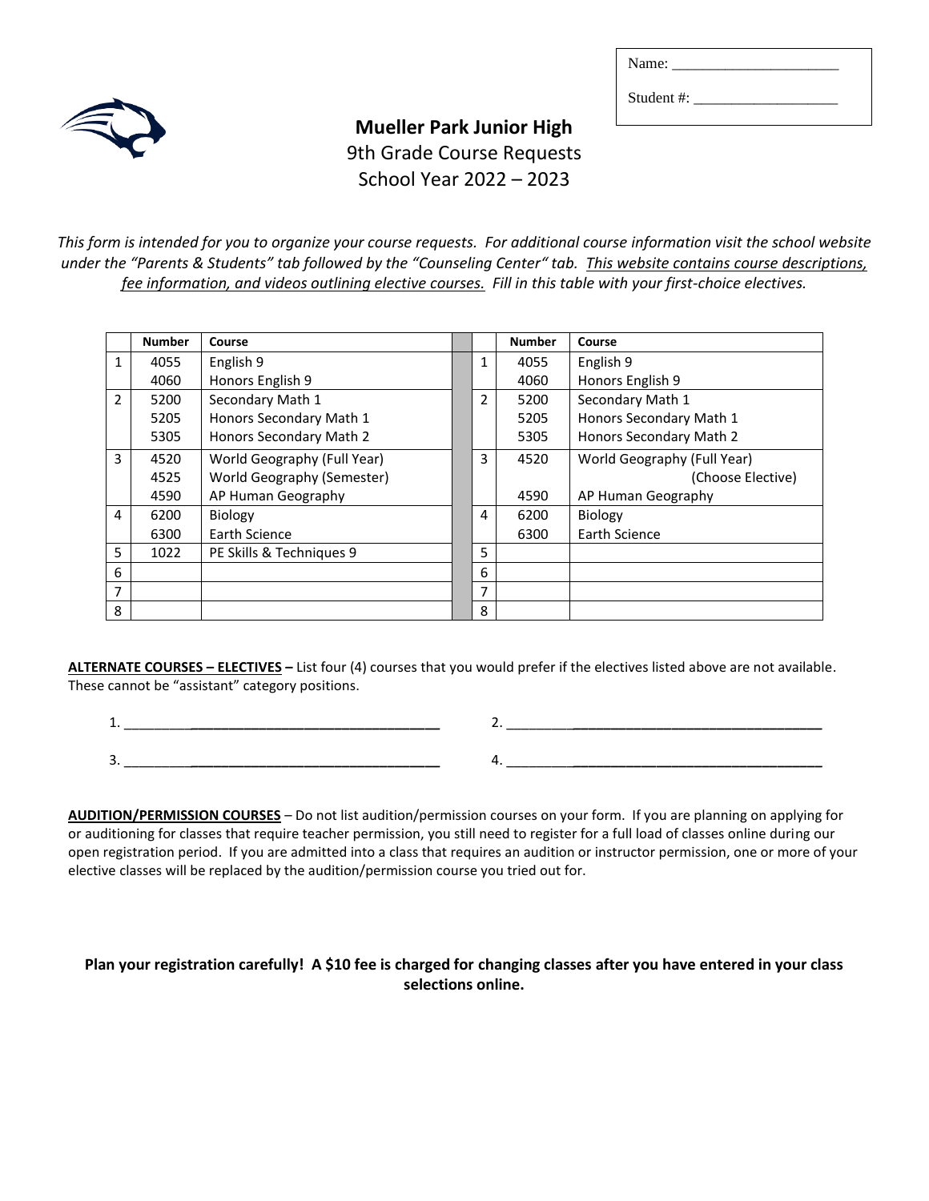Name: ______________________

Student #: ___________________

**Mueller Park Junior High**

9th Grade Course Requests

School Year 2022 – 2023

*This form is intended for you to organize your course requests. For additional course information visit the school website under the "Parents & Students" tab followed by the "Counseling Center" tab. This website contains course descriptions, fee information, and videos outlining elective courses. Fill in this table with your first-choice electives.*

| | Number | Course | | | Number | Course |
|---|---|---|---|---|---|---|
| 1 | 4055<br>4060 | English 9<br>Honors English 9 | | 1 | 4055<br>4060 | English 9<br>Honors English 9 |
| 2 | 5200<br>5205<br>5305 | Secondary Math 1<br>Honors Secondary Math 1<br>Honors Secondary Math 2 | | 2 | 5200<br>5205<br>5305 | Secondary Math 1<br>Honors Secondary Math 1<br>Honors Secondary Math 2 |
| 3 | 4520<br>4525<br>4590 | World Geography (Full Year)<br>World Geography (Semester)<br>AP Human Geography | | 3 | 4520<br><br>4590 | World Geography (Full Year)<br>(Choose Elective)<br>AP Human Geography |
| 4 | 6200<br>6300 | Biology<br>Earth Science | | 4 | 6200<br>6300 | Biology<br>Earth Science |
| 5 | 1022 | PE Skills & Techniques 9 | | 5 | | |
| 6 | | | | 6 | | |
| 7 | | | | 7 | | |
| 8 | | | | 8 | | |

**ALTERNATE COURSES – ELECTIVES –** List four (4) courses that you would prefer if the electives listed above are not available. These cannot be "assistant" category positions.

1. ____________________________________ 2. ____________________________________

3. ____________________________________ 4. ____________________________________

**AUDITION/PERMISSION COURSES** – Do not list audition/permission courses on your form. If you are planning on applying for or auditioning for classes that require teacher permission, you still need to register for a full load of classes online during our open registration period. If you are admitted into a class that requires an audition or instructor permission, one or more of your elective classes will be replaced by the audition/permission course you tried out for.

**Plan your registration carefully! A $10 fee is charged for changing classes after you have entered in your class selections online.**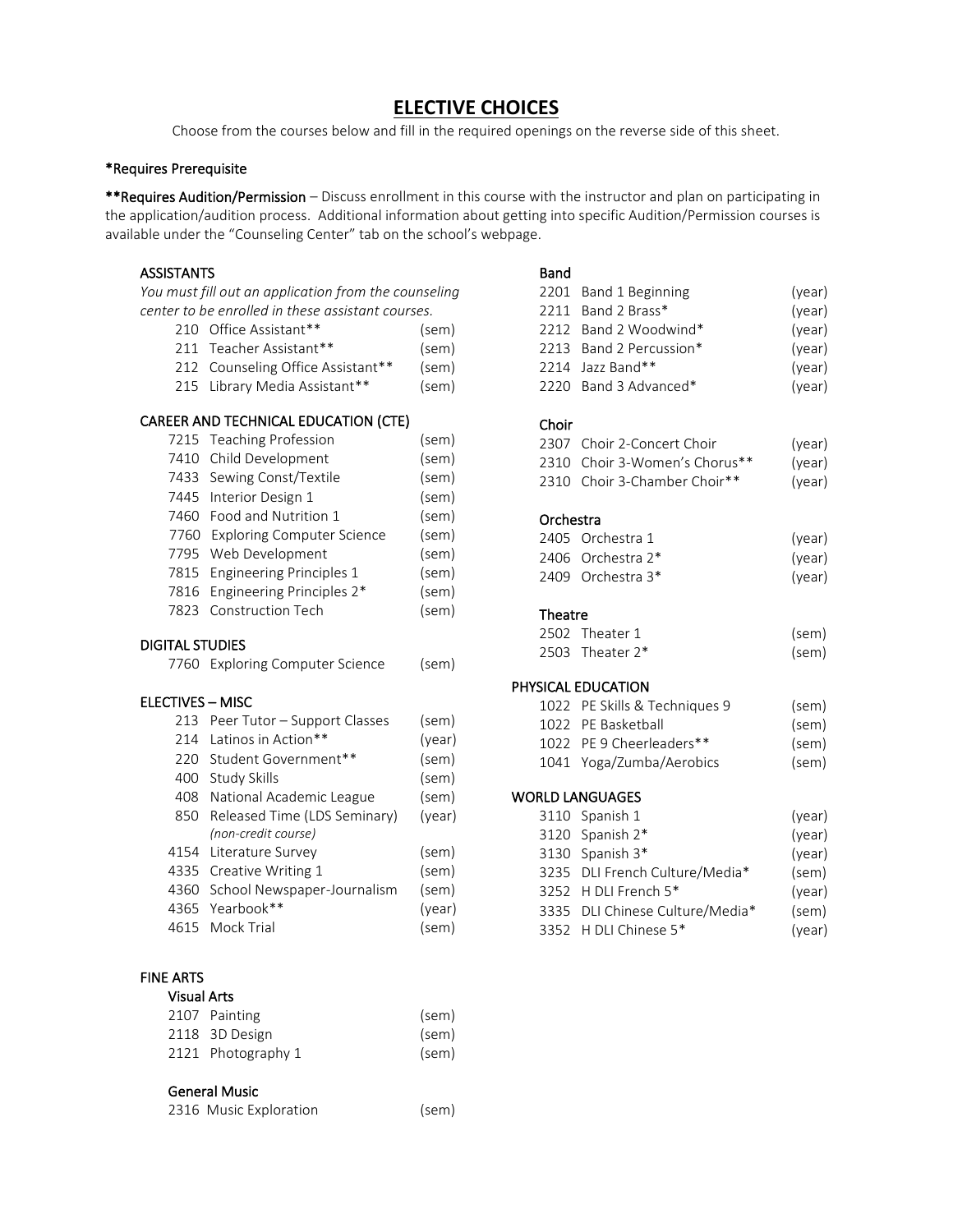# ELECTIVE CHOICES

Choose from the courses below and fill in the required openings on the reverse side of this sheet.

**\*Requires Prerequisite**

**\*\*Requires Audition/Permission** – Discuss enrollment in this course with the instructor and plan on participating in the application/audition process. Additional information about getting into specific Audition/Permission courses is available under the "Counseling Center" tab on the school's webpage.

## ASSISTANTS

*You must fill out an application from the counseling center to be enrolled in these assistant courses.*

| | | |
|---|---|---|
| 210 | Office Assistant** | (sem) |
| 211 | Teacher Assistant** | (sem) |
| 212 | Counseling Office Assistant** | (sem) |
| 215 | Library Media Assistant** | (sem) |

## CAREER AND TECHNICAL EDUCATION (CTE)

| | | |
|---|---|---|
| 7215 | Teaching Profession | (sem) |
| 7410 | Child Development | (sem) |
| 7433 | Sewing Const/Textile | (sem) |
| 7445 | Interior Design 1 | (sem) |
| 7460 | Food and Nutrition 1 | (sem) |
| 7760 | Exploring Computer Science | (sem) |
| 7795 | Web Development | (sem) |
| 7815 | Engineering Principles 1 | (sem) |
| 7816 | Engineering Principles 2* | (sem) |
| 7823 | Construction Tech | (sem) |

## DIGITAL STUDIES

| | | |
|---|---|---|
| 7760 | Exploring Computer Science | (sem) |

## ELECTIVES – MISC

| | | |
|---|---|---|
| 213 | Peer Tutor – Support Classes | (sem) |
| 214 | Latinos in Action** | (year) |
| 220 | Student Government** | (sem) |
| 400 | Study Skills | (sem) |
| 408 | National Academic League | (sem) |
| 850 | Released Time (LDS Seminary) *(non-credit course)* | (year) |
| 4154 | Literature Survey | (sem) |
| 4335 | Creative Writing 1 | (sem) |
| 4360 | School Newspaper-Journalism | (sem) |
| 4365 | Yearbook** | (year) |
| 4615 | Mock Trial | (sem) |

## FINE ARTS

### Visual Arts

| | | |
|---|---|---|
| 2107 | Painting | (sem) |
| 2118 | 3D Design | (sem) |
| 2121 | Photography 1 | (sem) |

### General Music

| | | |
|---|---|---|
| 2316 | Music Exploration | (sem) |

### Band

| | | |
|---|---|---|
| 2201 | Band 1 Beginning | (year) |
| 2211 | Band 2 Brass* | (year) |
| 2212 | Band 2 Woodwind* | (year) |
| 2213 | Band 2 Percussion* | (year) |
| 2214 | Jazz Band** | (year) |
| 2220 | Band 3 Advanced* | (year) |

### Choir

| | | |
|---|---|---|
| 2307 | Choir 2-Concert Choir | (year) |
| 2310 | Choir 3-Women's Chorus** | (year) |
| 2310 | Choir 3-Chamber Choir** | (year) |

### Orchestra

| | | |
|---|---|---|
| 2405 | Orchestra 1 | (year) |
| 2406 | Orchestra 2* | (year) |
| 2409 | Orchestra 3* | (year) |

### Theatre

| | | |
|---|---|---|
| 2502 | Theater 1 | (sem) |
| 2503 | Theater 2* | (sem) |

## PHYSICAL EDUCATION

| | | |
|---|---|---|
| 1022 | PE Skills & Techniques 9 | (sem) |
| 1022 | PE Basketball | (sem) |
| 1022 | PE 9 Cheerleaders** | (sem) |
| 1041 | Yoga/Zumba/Aerobics | (sem) |

## WORLD LANGUAGES

| | | |
|---|---|---|
| 3110 | Spanish 1 | (year) |
| 3120 | Spanish 2* | (year) |
| 3130 | Spanish 3* | (year) |
| 3235 | DLI French Culture/Media* | (sem) |
| 3252 | H DLI French 5* | (year) |
| 3335 | DLI Chinese Culture/Media* | (sem) |
| 3352 | H DLI Chinese 5* | (year) |